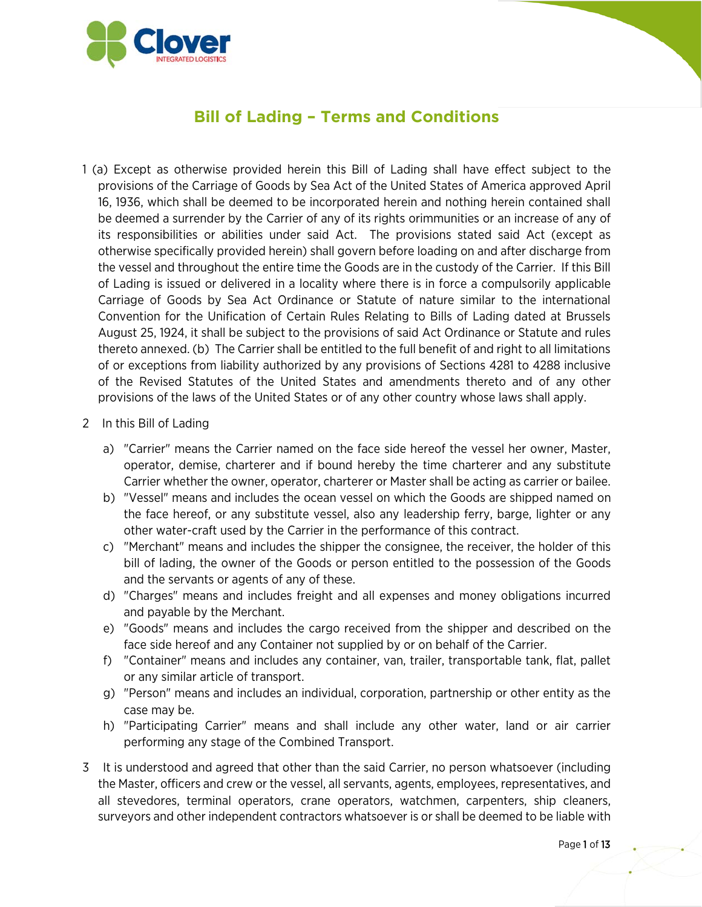Clover

INTEGRATED LOGISTICS

# Bill of Lading – Terms and Conditions

1 (a) Except as otherwise provided herein this Bill of Lading shall have effect subject to the provisions of the Carriage of Goods by Sea Act of the United States of America approved April 16, 1936, which shall be deemed to be incorporated herein and nothing herein contained shall be deemed a surrender by the Carrier of any of its rights orimmunities or an increase of any of its responsibilities or abilities under said Act. The provisions stated said Act (except as otherwise specifically provided herein) shall govern before loading on and after discharge from the vessel and throughout the entire time the Goods are in the custody of the Carrier. If this Bill of Lading is issued or delivered in a locality where there is in force a compulsorily applicable Carriage of Goods by Sea Act Ordinance or Statute of nature similar to the international Convention for the Unification of Certain Rules Relating to Bills of Lading dated at Brussels August 25, 1924, it shall be subject to the provisions of said Act Ordinance or Statute and rules thereto annexed. (b) The Carrier shall be entitled to the full benefit of and right to all limitations of or exceptions from liability authorized by any provisions of Sections 4281 to 4288 inclusive of the Revised Statutes of the United States and amendments thereto and of any other provisions of the laws of the United States or of any other country whose laws shall apply.

2 In this Bill of Lading

a) "Carrier" means the Carrier named on the face side hereof the vessel her owner, Master, operator, demise, charterer and if bound hereby the time charterer and any substitute Carrier whether the owner, operator, charterer or Master shall be acting as carrier or bailee.

b) "Vessel" means and includes the ocean vessel on which the Goods are shipped named on the face hereof, or any substitute vessel, also any leadership ferry, barge, lighter or any other water-craft used by the Carrier in the performance of this contract.

c) "Merchant" means and includes the shipper the consignee, the receiver, the holder of this bill of lading, the owner of the Goods or person entitled to the possession of the Goods and the servants or agents of any of these.

d) "Charges" means and includes freight and all expenses and money obligations incurred and payable by the Merchant.

e) "Goods" means and includes the cargo received from the shipper and described on the face side hereof and any Container not supplied by or on behalf of the Carrier.

f) "Container" means and includes any container, van, trailer, transportable tank, flat, pallet or any similar article of transport.

g) "Person" means and includes an individual, corporation, partnership or other entity as the case may be.

h) "Participating Carrier" means and shall include any other water, land or air carrier performing any stage of the Combined Transport.

3 It is understood and agreed that other than the said Carrier, no person whatsoever (including the Master, officers and crew or the vessel, all servants, agents, employees, representatives, and all stevedores, terminal operators, crane operators, watchmen, carpenters, ship cleaners, surveyors and other independent contractors whatsoever is or shall be deemed to be liable with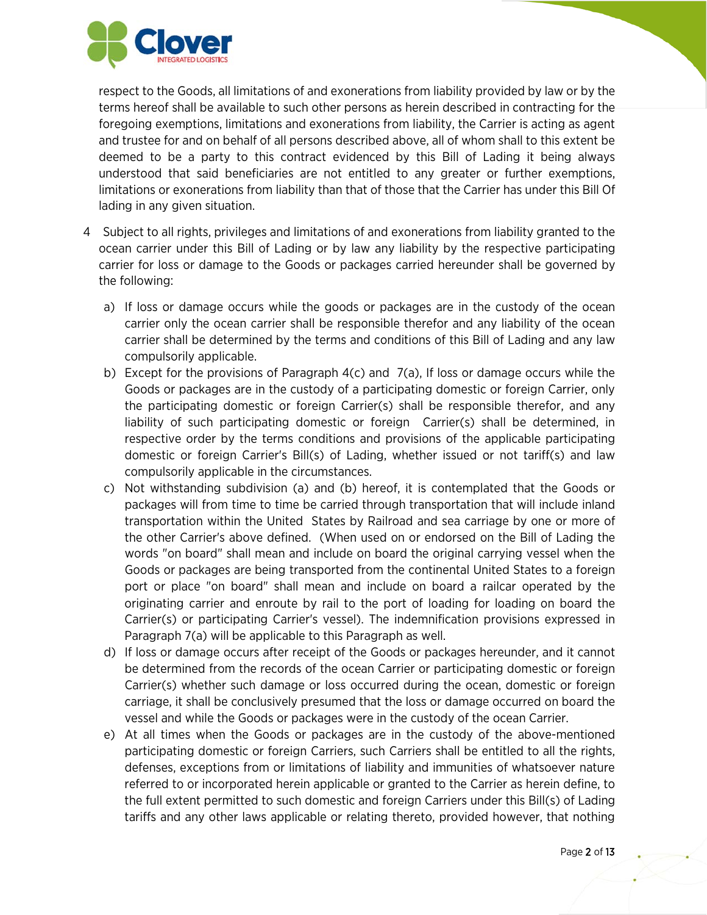respect to the Goods, all limitations of and exonerations from liability provided by law or by the terms hereof shall be available to such other persons as herein described in contracting for the foregoing exemptions, limitations and exonerations from liability, the Carrier is acting as agent and trustee for and on behalf of all persons described above, all of whom shall to this extent be deemed to be a party to this contract evidenced by this Bill of Lading it being always understood that said beneficiaries are not entitled to any greater or further exemptions, limitations or exonerations from liability than that of those that the Carrier has under this Bill Of lading in any given situation.

4 Subject to all rights, privileges and limitations of and exonerations from liability granted to the ocean carrier under this Bill of Lading or by law any liability by the respective participating carrier for loss or damage to the Goods or packages carried hereunder shall be governed by the following:

a) If loss or damage occurs while the goods or packages are in the custody of the ocean carrier only the ocean carrier shall be responsible therefor and any liability of the ocean carrier shall be determined by the terms and conditions of this Bill of Lading and any law compulsorily applicable.

b) Except for the provisions of Paragraph 4(c) and 7(a), If loss or damage occurs while the Goods or packages are in the custody of a participating domestic or foreign Carrier, only the participating domestic or foreign Carrier(s) shall be responsible therefor, and any liability of such participating domestic or foreign Carrier(s) shall be determined, in respective order by the terms conditions and provisions of the applicable participating domestic or foreign Carrier's Bill(s) of Lading, whether issued or not tariff(s) and law compulsorily applicable in the circumstances.

c) Not withstanding subdivision (a) and (b) hereof, it is contemplated that the Goods or packages will from time to time be carried through transportation that will include inland transportation within the United States by Railroad and sea carriage by one or more of the other Carrier's above defined. (When used on or endorsed on the Bill of Lading the words "on board" shall mean and include on board the original carrying vessel when the Goods or packages are being transported from the continental United States to a foreign port or place "on board" shall mean and include on board a railcar operated by the originating carrier and enroute by rail to the port of loading for loading on board the Carrier(s) or participating Carrier's vessel). The indemnification provisions expressed in Paragraph 7(a) will be applicable to this Paragraph as well.

d) If loss or damage occurs after receipt of the Goods or packages hereunder, and it cannot be determined from the records of the ocean Carrier or participating domestic or foreign Carrier(s) whether such damage or loss occurred during the ocean, domestic or foreign carriage, it shall be conclusively presumed that the loss or damage occurred on board the vessel and while the Goods or packages were in the custody of the ocean Carrier.

e) At all times when the Goods or packages are in the custody of the above-mentioned participating domestic or foreign Carriers, such Carriers shall be entitled to all the rights, defenses, exceptions from or limitations of liability and immunities of whatsoever nature referred to or incorporated herein applicable or granted to the Carrier as herein define, to the full extent permitted to such domestic and foreign Carriers under this Bill(s) of Lading tariffs and any other laws applicable or relating thereto, provided however, that nothing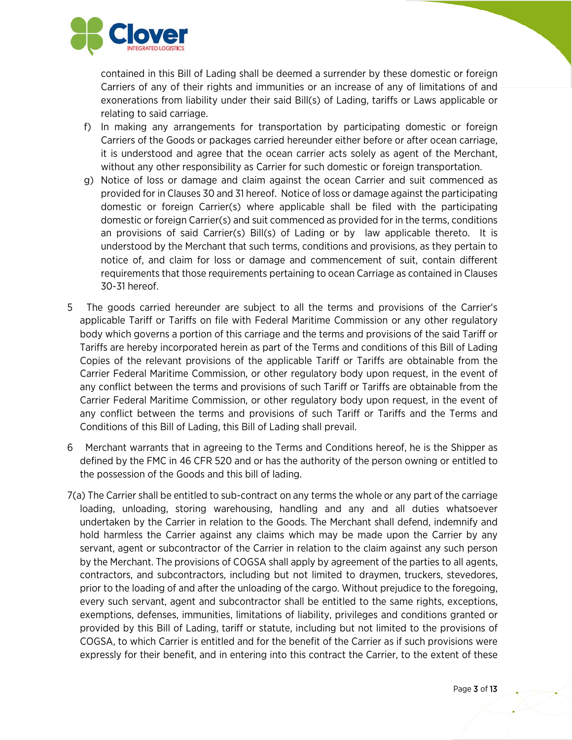contained in this Bill of Lading shall be deemed a surrender by these domestic or foreign Carriers of any of their rights and immunities or an increase of any of limitations of and exonerations from liability under their said Bill(s) of Lading, tariffs or Laws applicable or relating to said carriage.

f) In making any arrangements for transportation by participating domestic or foreign Carriers of the Goods or packages carried hereunder either before or after ocean carriage, it is understood and agree that the ocean carrier acts solely as agent of the Merchant, without any other responsibility as Carrier for such domestic or foreign transportation.

g) Notice of loss or damage and claim against the ocean Carrier and suit commenced as provided for in Clauses 30 and 31 hereof. Notice of loss or damage against the participating domestic or foreign Carrier(s) where applicable shall be filed with the participating domestic or foreign Carrier(s) and suit commenced as provided for in the terms, conditions an provisions of said Carrier(s) Bill(s) of Lading or by law applicable thereto. It is understood by the Merchant that such terms, conditions and provisions, as they pertain to notice of, and claim for loss or damage and commencement of suit, contain different requirements that those requirements pertaining to ocean Carriage as contained in Clauses 30-31 hereof.

5 The goods carried hereunder are subject to all the terms and provisions of the Carrier's applicable Tariff or Tariffs on file with Federal Maritime Commission or any other regulatory body which governs a portion of this carriage and the terms and provisions of the said Tariff or Tariffs are hereby incorporated herein as part of the Terms and conditions of this Bill of Lading Copies of the relevant provisions of the applicable Tariff or Tariffs are obtainable from the Carrier Federal Maritime Commission, or other regulatory body upon request, in the event of any conflict between the terms and provisions of such Tariff or Tariffs are obtainable from the Carrier Federal Maritime Commission, or other regulatory body upon request, in the event of any conflict between the terms and provisions of such Tariff or Tariffs and the Terms and Conditions of this Bill of Lading, this Bill of Lading shall prevail.

6 Merchant warrants that in agreeing to the Terms and Conditions hereof, he is the Shipper as defined by the FMC in 46 CFR 520 and or has the authority of the person owning or entitled to the possession of the Goods and this bill of lading.

7(a) The Carrier shall be entitled to sub-contract on any terms the whole or any part of the carriage loading, unloading, storing warehousing, handling and any and all duties whatsoever undertaken by the Carrier in relation to the Goods. The Merchant shall defend, indemnify and hold harmless the Carrier against any claims which may be made upon the Carrier by any servant, agent or subcontractor of the Carrier in relation to the claim against any such person by the Merchant. The provisions of COGSA shall apply by agreement of the parties to all agents, contractors, and subcontractors, including but not limited to draymen, truckers, stevedores, prior to the loading of and after the unloading of the cargo. Without prejudice to the foregoing, every such servant, agent and subcontractor shall be entitled to the same rights, exceptions, exemptions, defenses, immunities, limitations of liability, privileges and conditions granted or provided by this Bill of Lading, tariff or statute, including but not limited to the provisions of COGSA, to which Carrier is entitled and for the benefit of the Carrier as if such provisions were expressly for their benefit, and in entering into this contract the Carrier, to the extent of these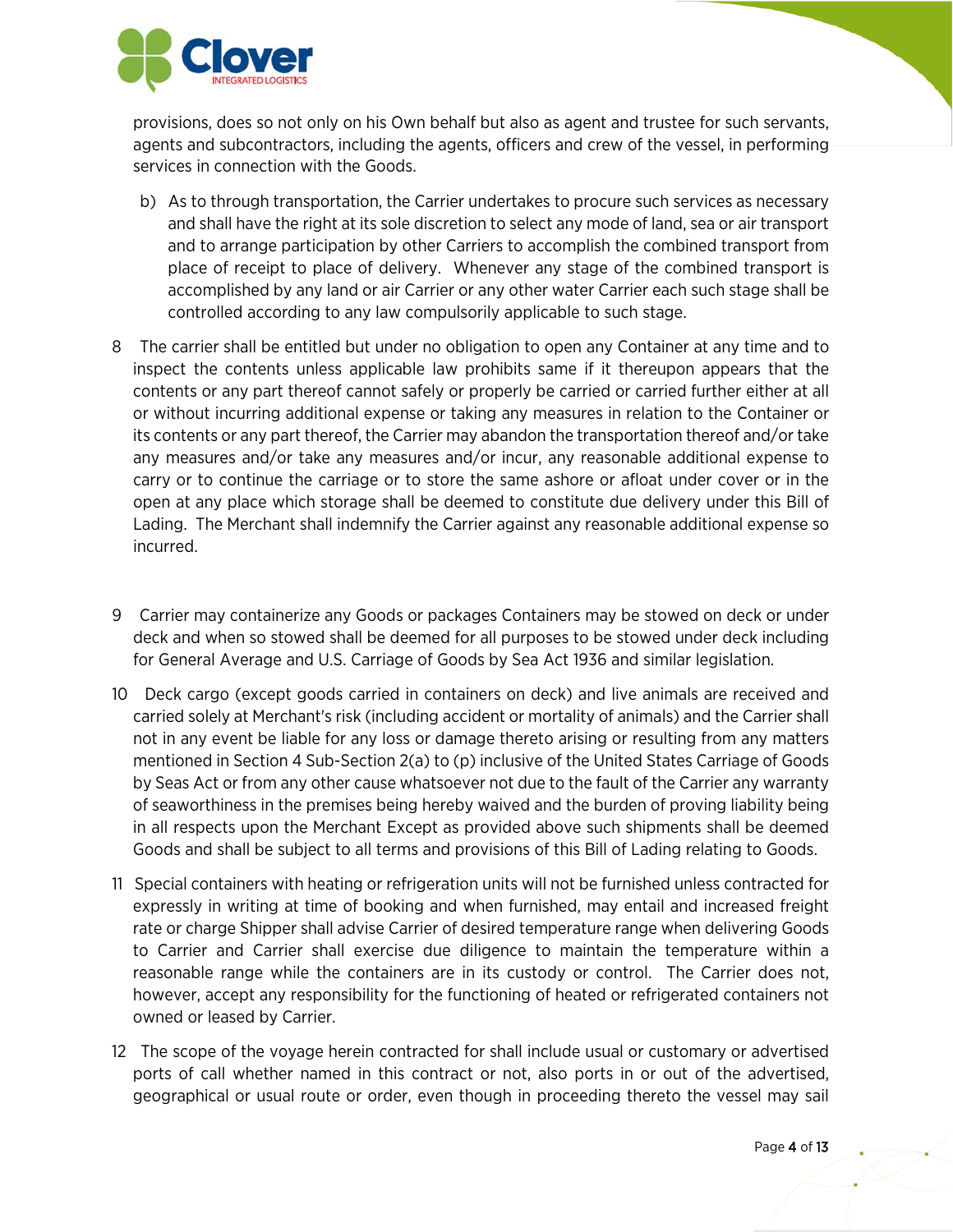provisions, does so not only on his Own behalf but also as agent and trustee for such servants, agents and subcontractors, including the agents, officers and crew of the vessel, in performing services in connection with the Goods.

b) As to through transportation, the Carrier undertakes to procure such services as necessary and shall have the right at its sole discretion to select any mode of land, sea or air transport and to arrange participation by other Carriers to accomplish the combined transport from place of receipt to place of delivery. Whenever any stage of the combined transport is accomplished by any land or air Carrier or any other water Carrier each such stage shall be controlled according to any law compulsorily applicable to such stage.

8 The carrier shall be entitled but under no obligation to open any Container at any time and to inspect the contents unless applicable law prohibits same if it thereupon appears that the contents or any part thereof cannot safely or properly be carried or carried further either at all or without incurring additional expense or taking any measures in relation to the Container or its contents or any part thereof, the Carrier may abandon the transportation thereof and/or take any measures and/or take any measures and/or incur, any reasonable additional expense to carry or to continue the carriage or to store the same ashore or afloat under cover or in the open at any place which storage shall be deemed to constitute due delivery under this Bill of Lading. The Merchant shall indemnify the Carrier against any reasonable additional expense so incurred.

9 Carrier may containerize any Goods or packages Containers may be stowed on deck or under deck and when so stowed shall be deemed for all purposes to be stowed under deck including for General Average and U.S. Carriage of Goods by Sea Act 1936 and similar legislation.

10 Deck cargo (except goods carried in containers on deck) and live animals are received and carried solely at Merchant's risk (including accident or mortality of animals) and the Carrier shall not in any event be liable for any loss or damage thereto arising or resulting from any matters mentioned in Section 4 Sub-Section 2(a) to (p) inclusive of the United States Carriage of Goods by Seas Act or from any other cause whatsoever not due to the fault of the Carrier any warranty of seaworthiness in the premises being hereby waived and the burden of proving liability being in all respects upon the Merchant Except as provided above such shipments shall be deemed Goods and shall be subject to all terms and provisions of this Bill of Lading relating to Goods.

11 Special containers with heating or refrigeration units will not be furnished unless contracted for expressly in writing at time of booking and when furnished, may entail and increased freight rate or charge Shipper shall advise Carrier of desired temperature range when delivering Goods to Carrier and Carrier shall exercise due diligence to maintain the temperature within a reasonable range while the containers are in its custody or control. The Carrier does not, however, accept any responsibility for the functioning of heated or refrigerated containers not owned or leased by Carrier.

12 The scope of the voyage herein contracted for shall include usual or customary or advertised ports of call whether named in this contract or not, also ports in or out of the advertised, geographical or usual route or order, even though in proceeding thereto the vessel may sail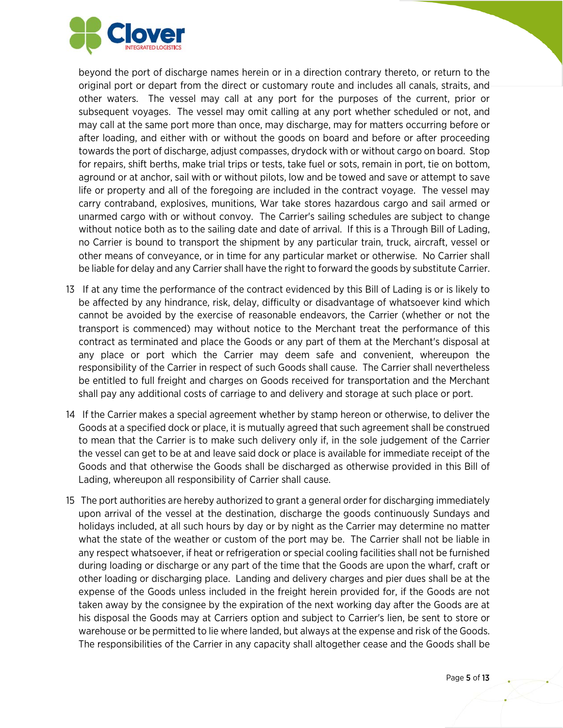beyond the port of discharge names herein or in a direction contrary thereto, or return to the original port or depart from the direct or customary route and includes all canals, straits, and other waters. The vessel may call at any port for the purposes of the current, prior or subsequent voyages. The vessel may omit calling at any port whether scheduled or not, and may call at the same port more than once, may discharge, may for matters occurring before or after loading, and either with or without the goods on board and before or after proceeding towards the port of discharge, adjust compasses, drydock with or without cargo on board. Stop for repairs, shift berths, make trial trips or tests, take fuel or sots, remain in port, tie on bottom, aground or at anchor, sail with or without pilots, low and be towed and save or attempt to save life or property and all of the foregoing are included in the contract voyage. The vessel may carry contraband, explosives, munitions, War take stores hazardous cargo and sail armed or unarmed cargo with or without convoy. The Carrier's sailing schedules are subject to change without notice both as to the sailing date and date of arrival. If this is a Through Bill of Lading, no Carrier is bound to transport the shipment by any particular train, truck, aircraft, vessel or other means of conveyance, or in time for any particular market or otherwise. No Carrier shall be liable for delay and any Carrier shall have the right to forward the goods by substitute Carrier.

13 If at any time the performance of the contract evidenced by this Bill of Lading is or is likely to be affected by any hindrance, risk, delay, difficulty or disadvantage of whatsoever kind which cannot be avoided by the exercise of reasonable endeavors, the Carrier (whether or not the transport is commenced) may without notice to the Merchant treat the performance of this contract as terminated and place the Goods or any part of them at the Merchant's disposal at any place or port which the Carrier may deem safe and convenient, whereupon the responsibility of the Carrier in respect of such Goods shall cause. The Carrier shall nevertheless be entitled to full freight and charges on Goods received for transportation and the Merchant shall pay any additional costs of carriage to and delivery and storage at such place or port.

14 If the Carrier makes a special agreement whether by stamp hereon or otherwise, to deliver the Goods at a specified dock or place, it is mutually agreed that such agreement shall be construed to mean that the Carrier is to make such delivery only if, in the sole judgement of the Carrier the vessel can get to be at and leave said dock or place is available for immediate receipt of the Goods and that otherwise the Goods shall be discharged as otherwise provided in this Bill of Lading, whereupon all responsibility of Carrier shall cause.

15 The port authorities are hereby authorized to grant a general order for discharging immediately upon arrival of the vessel at the destination, discharge the goods continuously Sundays and holidays included, at all such hours by day or by night as the Carrier may determine no matter what the state of the weather or custom of the port may be. The Carrier shall not be liable in any respect whatsoever, if heat or refrigeration or special cooling facilities shall not be furnished during loading or discharge or any part of the time that the Goods are upon the wharf, craft or other loading or discharging place. Landing and delivery charges and pier dues shall be at the expense of the Goods unless included in the freight herein provided for, if the Goods are not taken away by the consignee by the expiration of the next working day after the Goods are at his disposal the Goods may at Carriers option and subject to Carrier's lien, be sent to store or warehouse or be permitted to lie where landed, but always at the expense and risk of the Goods. The responsibilities of the Carrier in any capacity shall altogether cease and the Goods shall be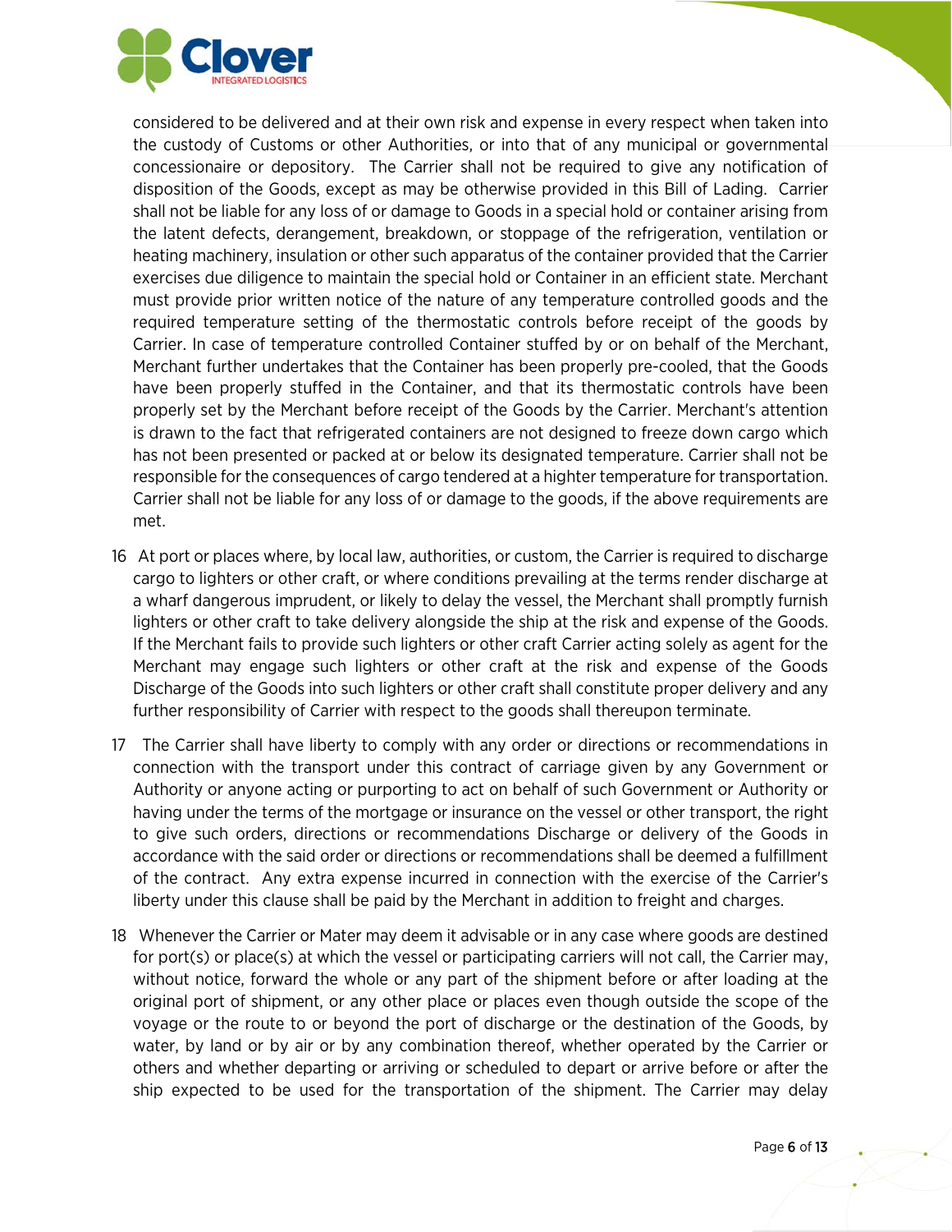considered to be delivered and at their own risk and expense in every respect when taken into the custody of Customs or other Authorities, or into that of any municipal or governmental concessionaire or depository. The Carrier shall not be required to give any notification of disposition of the Goods, except as may be otherwise provided in this Bill of Lading. Carrier shall not be liable for any loss of or damage to Goods in a special hold or container arising from the latent defects, derangement, breakdown, or stoppage of the refrigeration, ventilation or heating machinery, insulation or other such apparatus of the container provided that the Carrier exercises due diligence to maintain the special hold or Container in an efficient state. Merchant must provide prior written notice of the nature of any temperature controlled goods and the required temperature setting of the thermostatic controls before receipt of the goods by Carrier. In case of temperature controlled Container stuffed by or on behalf of the Merchant, Merchant further undertakes that the Container has been properly pre-cooled, that the Goods have been properly stuffed in the Container, and that its thermostatic controls have been properly set by the Merchant before receipt of the Goods by the Carrier. Merchant's attention is drawn to the fact that refrigerated containers are not designed to freeze down cargo which has not been presented or packed at or below its designated temperature. Carrier shall not be responsible for the consequences of cargo tendered at a highter temperature for transportation. Carrier shall not be liable for any loss of or damage to the goods, if the above requirements are met.

16 At port or places where, by local law, authorities, or custom, the Carrier is required to discharge cargo to lighters or other craft, or where conditions prevailing at the terms render discharge at a wharf dangerous imprudent, or likely to delay the vessel, the Merchant shall promptly furnish lighters or other craft to take delivery alongside the ship at the risk and expense of the Goods. If the Merchant fails to provide such lighters or other craft Carrier acting solely as agent for the Merchant may engage such lighters or other craft at the risk and expense of the Goods Discharge of the Goods into such lighters or other craft shall constitute proper delivery and any further responsibility of Carrier with respect to the goods shall thereupon terminate.

17 The Carrier shall have liberty to comply with any order or directions or recommendations in connection with the transport under this contract of carriage given by any Government or Authority or anyone acting or purporting to act on behalf of such Government or Authority or having under the terms of the mortgage or insurance on the vessel or other transport, the right to give such orders, directions or recommendations Discharge or delivery of the Goods in accordance with the said order or directions or recommendations shall be deemed a fulfillment of the contract. Any extra expense incurred in connection with the exercise of the Carrier's liberty under this clause shall be paid by the Merchant in addition to freight and charges.

18 Whenever the Carrier or Mater may deem it advisable or in any case where goods are destined for port(s) or place(s) at which the vessel or participating carriers will not call, the Carrier may, without notice, forward the whole or any part of the shipment before or after loading at the original port of shipment, or any other place or places even though outside the scope of the voyage or the route to or beyond the port of discharge or the destination of the Goods, by water, by land or by air or by any combination thereof, whether operated by the Carrier or others and whether departing or arriving or scheduled to depart or arrive before or after the ship expected to be used for the transportation of the shipment. The Carrier may delay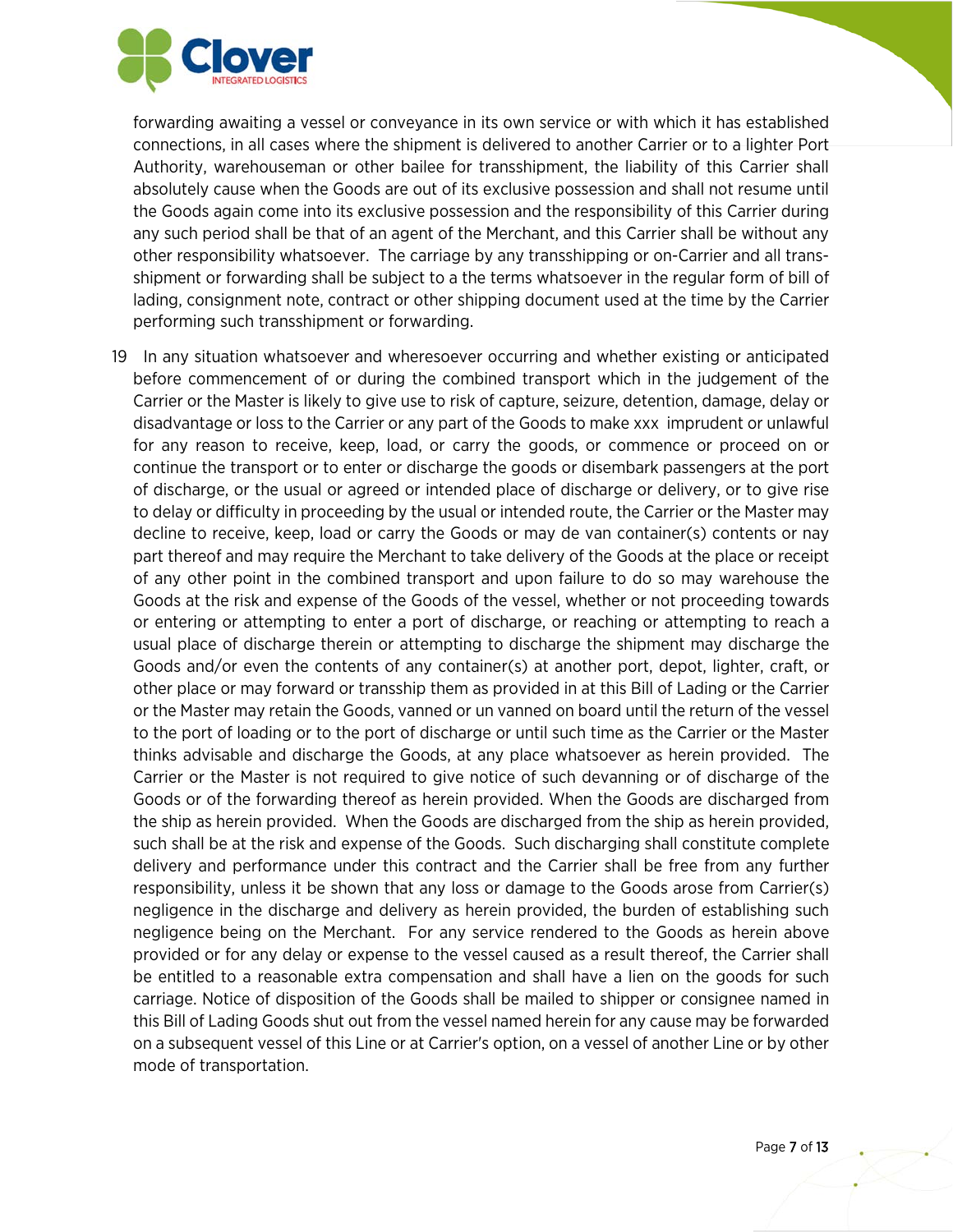forwarding awaiting a vessel or conveyance in its own service or with which it has established connections, in all cases where the shipment is delivered to another Carrier or to a lighter Port Authority, warehouseman or other bailee for transshipment, the liability of this Carrier shall absolutely cause when the Goods are out of its exclusive possession and shall not resume until the Goods again come into its exclusive possession and the responsibility of this Carrier during any such period shall be that of an agent of the Merchant, and this Carrier shall be without any other responsibility whatsoever. The carriage by any transshipping or on-Carrier and all trans-shipment or forwarding shall be subject to a the terms whatsoever in the regular form of bill of lading, consignment note, contract or other shipping document used at the time by the Carrier performing such transshipment or forwarding.

19 In any situation whatsoever and wheresoever occurring and whether existing or anticipated before commencement of or during the combined transport which in the judgement of the Carrier or the Master is likely to give use to risk of capture, seizure, detention, damage, delay or disadvantage or loss to the Carrier or any part of the Goods to make xxx imprudent or unlawful for any reason to receive, keep, load, or carry the goods, or commence or proceed on or continue the transport or to enter or discharge the goods or disembark passengers at the port of discharge, or the usual or agreed or intended place of discharge or delivery, or to give rise to delay or difficulty in proceeding by the usual or intended route, the Carrier or the Master may decline to receive, keep, load or carry the Goods or may de van container(s) contents or nay part thereof and may require the Merchant to take delivery of the Goods at the place or receipt of any other point in the combined transport and upon failure to do so may warehouse the Goods at the risk and expense of the Goods of the vessel, whether or not proceeding towards or entering or attempting to enter a port of discharge, or reaching or attempting to reach a usual place of discharge therein or attempting to discharge the shipment may discharge the Goods and/or even the contents of any container(s) at another port, depot, lighter, craft, or other place or may forward or transship them as provided in at this Bill of Lading or the Carrier or the Master may retain the Goods, vanned or un vanned on board until the return of the vessel to the port of loading or to the port of discharge or until such time as the Carrier or the Master thinks advisable and discharge the Goods, at any place whatsoever as herein provided. The Carrier or the Master is not required to give notice of such devanning or of discharge of the Goods or of the forwarding thereof as herein provided. When the Goods are discharged from the ship as herein provided. When the Goods are discharged from the ship as herein provided, such shall be at the risk and expense of the Goods. Such discharging shall constitute complete delivery and performance under this contract and the Carrier shall be free from any further responsibility, unless it be shown that any loss or damage to the Goods arose from Carrier(s) negligence in the discharge and delivery as herein provided, the burden of establishing such negligence being on the Merchant. For any service rendered to the Goods as herein above provided or for any delay or expense to the vessel caused as a result thereof, the Carrier shall be entitled to a reasonable extra compensation and shall have a lien on the goods for such carriage. Notice of disposition of the Goods shall be mailed to shipper or consignee named in this Bill of Lading Goods shut out from the vessel named herein for any cause may be forwarded on a subsequent vessel of this Line or at Carrier's option, on a vessel of another Line or by other mode of transportation.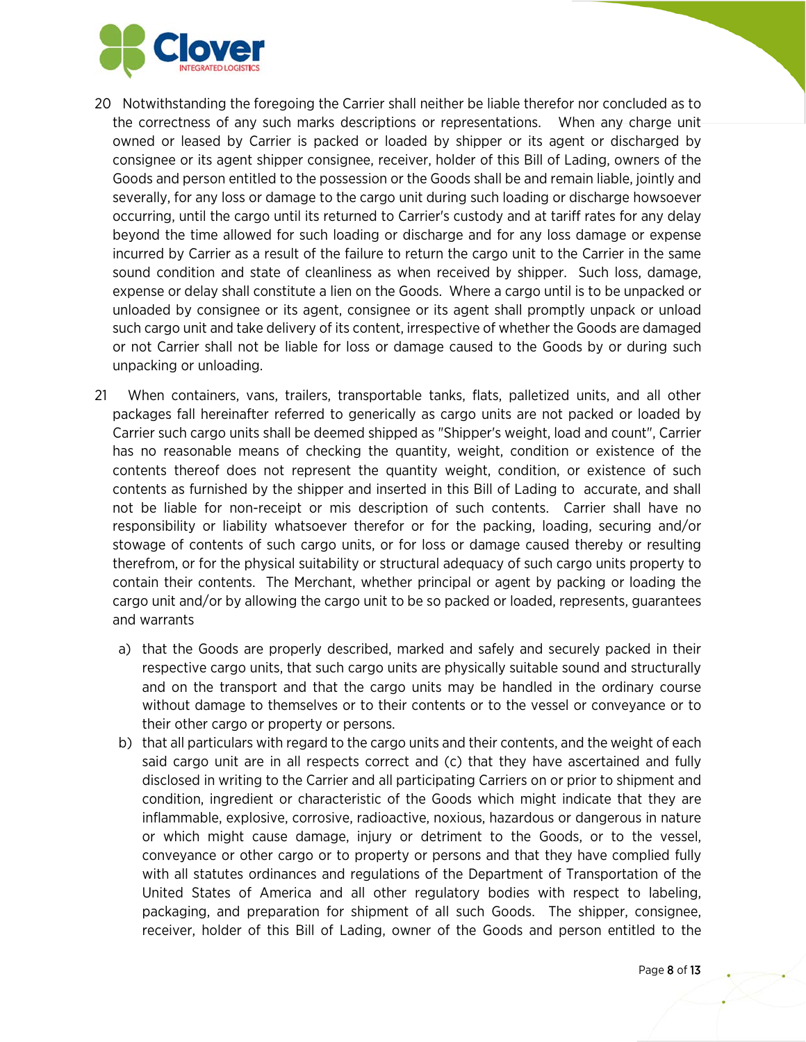20 Notwithstanding the foregoing the Carrier shall neither be liable therefor nor concluded as to the correctness of any such marks descriptions or representations. When any charge unit owned or leased by Carrier is packed or loaded by shipper or its agent or discharged by consignee or its agent shipper consignee, receiver, holder of this Bill of Lading, owners of the Goods and person entitled to the possession or the Goods shall be and remain liable, jointly and severally, for any loss or damage to the cargo unit during such loading or discharge howsoever occurring, until the cargo until its returned to Carrier's custody and at tariff rates for any delay beyond the time allowed for such loading or discharge and for any loss damage or expense incurred by Carrier as a result of the failure to return the cargo unit to the Carrier in the same sound condition and state of cleanliness as when received by shipper. Such loss, damage, expense or delay shall constitute a lien on the Goods. Where a cargo until is to be unpacked or unloaded by consignee or its agent, consignee or its agent shall promptly unpack or unload such cargo unit and take delivery of its content, irrespective of whether the Goods are damaged or not Carrier shall not be liable for loss or damage caused to the Goods by or during such unpacking or unloading.

21 When containers, vans, trailers, transportable tanks, flats, palletized units, and all other packages fall hereinafter referred to generically as cargo units are not packed or loaded by Carrier such cargo units shall be deemed shipped as "Shipper's weight, load and count", Carrier has no reasonable means of checking the quantity, weight, condition or existence of the contents thereof does not represent the quantity weight, condition, or existence of such contents as furnished by the shipper and inserted in this Bill of Lading to accurate, and shall not be liable for non-receipt or mis description of such contents. Carrier shall have no responsibility or liability whatsoever therefor or for the packing, loading, securing and/or stowage of contents of such cargo units, or for loss or damage caused thereby or resulting therefrom, or for the physical suitability or structural adequacy of such cargo units property to contain their contents. The Merchant, whether principal or agent by packing or loading the cargo unit and/or by allowing the cargo unit to be so packed or loaded, represents, guarantees and warrants

a) that the Goods are properly described, marked and safely and securely packed in their respective cargo units, that such cargo units are physically suitable sound and structurally and on the transport and that the cargo units may be handled in the ordinary course without damage to themselves or to their contents or to the vessel or conveyance or to their other cargo or property or persons.

b) that all particulars with regard to the cargo units and their contents, and the weight of each said cargo unit are in all respects correct and (c) that they have ascertained and fully disclosed in writing to the Carrier and all participating Carriers on or prior to shipment and condition, ingredient or characteristic of the Goods which might indicate that they are inflammable, explosive, corrosive, radioactive, noxious, hazardous or dangerous in nature or which might cause damage, injury or detriment to the Goods, or to the vessel, conveyance or other cargo or to property or persons and that they have complied fully with all statutes ordinances and regulations of the Department of Transportation of the United States of America and all other regulatory bodies with respect to labeling, packaging, and preparation for shipment of all such Goods. The shipper, consignee, receiver, holder of this Bill of Lading, owner of the Goods and person entitled to the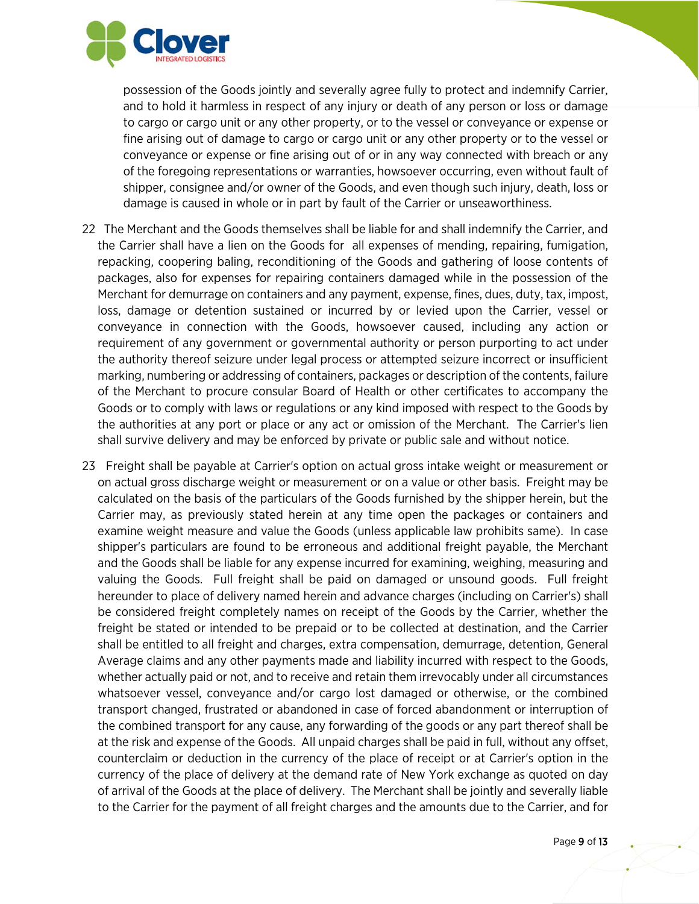possession of the Goods jointly and severally agree fully to protect and indemnify Carrier, and to hold it harmless in respect of any injury or death of any person or loss or damage to cargo or cargo unit or any other property, or to the vessel or conveyance or expense or fine arising out of damage to cargo or cargo unit or any other property or to the vessel or conveyance or expense or fine arising out of or in any way connected with breach or any of the foregoing representations or warranties, howsoever occurring, even without fault of shipper, consignee and/or owner of the Goods, and even though such injury, death, loss or damage is caused in whole or in part by fault of the Carrier or unseaworthiness.

22 The Merchant and the Goods themselves shall be liable for and shall indemnify the Carrier, and the Carrier shall have a lien on the Goods for all expenses of mending, repairing, fumigation, repacking, coopering baling, reconditioning of the Goods and gathering of loose contents of packages, also for expenses for repairing containers damaged while in the possession of the Merchant for demurrage on containers and any payment, expense, fines, dues, duty, tax, impost, loss, damage or detention sustained or incurred by or levied upon the Carrier, vessel or conveyance in connection with the Goods, howsoever caused, including any action or requirement of any government or governmental authority or person purporting to act under the authority thereof seizure under legal process or attempted seizure incorrect or insufficient marking, numbering or addressing of containers, packages or description of the contents, failure of the Merchant to procure consular Board of Health or other certificates to accompany the Goods or to comply with laws or regulations or any kind imposed with respect to the Goods by the authorities at any port or place or any act or omission of the Merchant. The Carrier's lien shall survive delivery and may be enforced by private or public sale and without notice.

23 Freight shall be payable at Carrier's option on actual gross intake weight or measurement or on actual gross discharge weight or measurement or on a value or other basis. Freight may be calculated on the basis of the particulars of the Goods furnished by the shipper herein, but the Carrier may, as previously stated herein at any time open the packages or containers and examine weight measure and value the Goods (unless applicable law prohibits same). In case shipper's particulars are found to be erroneous and additional freight payable, the Merchant and the Goods shall be liable for any expense incurred for examining, weighing, measuring and valuing the Goods. Full freight shall be paid on damaged or unsound goods. Full freight hereunder to place of delivery named herein and advance charges (including on Carrier's) shall be considered freight completely names on receipt of the Goods by the Carrier, whether the freight be stated or intended to be prepaid or to be collected at destination, and the Carrier shall be entitled to all freight and charges, extra compensation, demurrage, detention, General Average claims and any other payments made and liability incurred with respect to the Goods, whether actually paid or not, and to receive and retain them irrevocably under all circumstances whatsoever vessel, conveyance and/or cargo lost damaged or otherwise, or the combined transport changed, frustrated or abandoned in case of forced abandonment or interruption of the combined transport for any cause, any forwarding of the goods or any part thereof shall be at the risk and expense of the Goods. All unpaid charges shall be paid in full, without any offset, counterclaim or deduction in the currency of the place of receipt or at Carrier's option in the currency of the place of delivery at the demand rate of New York exchange as quoted on day of arrival of the Goods at the place of delivery. The Merchant shall be jointly and severally liable to the Carrier for the payment of all freight charges and the amounts due to the Carrier, and for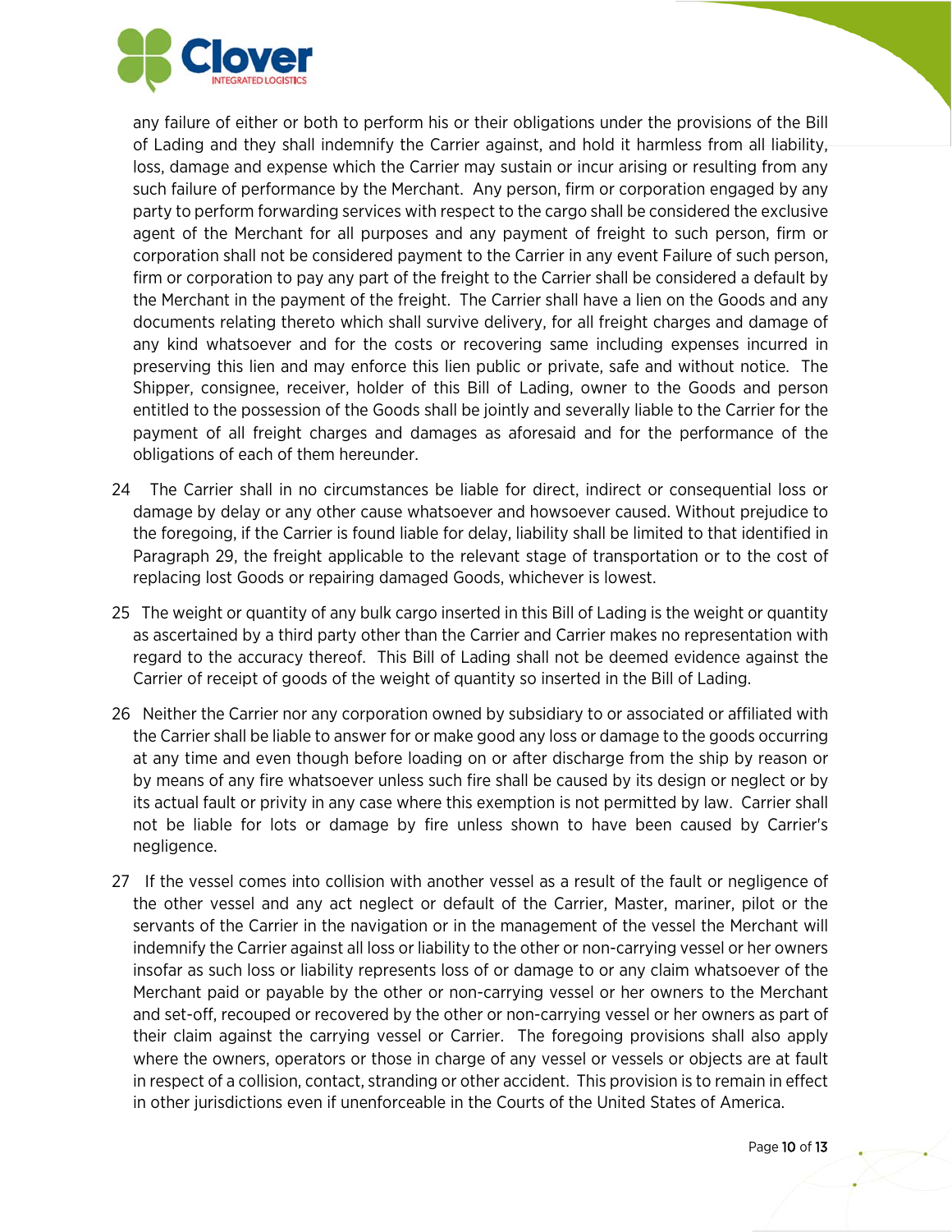any failure of either or both to perform his or their obligations under the provisions of the Bill of Lading and they shall indemnify the Carrier against, and hold it harmless from all liability, loss, damage and expense which the Carrier may sustain or incur arising or resulting from any such failure of performance by the Merchant. Any person, firm or corporation engaged by any party to perform forwarding services with respect to the cargo shall be considered the exclusive agent of the Merchant for all purposes and any payment of freight to such person, firm or corporation shall not be considered payment to the Carrier in any event Failure of such person, firm or corporation to pay any part of the freight to the Carrier shall be considered a default by the Merchant in the payment of the freight. The Carrier shall have a lien on the Goods and any documents relating thereto which shall survive delivery, for all freight charges and damage of any kind whatsoever and for the costs or recovering same including expenses incurred in preserving this lien and may enforce this lien public or private, safe and without notice. The Shipper, consignee, receiver, holder of this Bill of Lading, owner to the Goods and person entitled to the possession of the Goods shall be jointly and severally liable to the Carrier for the payment of all freight charges and damages as aforesaid and for the performance of the obligations of each of them hereunder.

24 The Carrier shall in no circumstances be liable for direct, indirect or consequential loss or damage by delay or any other cause whatsoever and howsoever caused. Without prejudice to the foregoing, if the Carrier is found liable for delay, liability shall be limited to that identified in Paragraph 29, the freight applicable to the relevant stage of transportation or to the cost of replacing lost Goods or repairing damaged Goods, whichever is lowest.

25 The weight or quantity of any bulk cargo inserted in this Bill of Lading is the weight or quantity as ascertained by a third party other than the Carrier and Carrier makes no representation with regard to the accuracy thereof. This Bill of Lading shall not be deemed evidence against the Carrier of receipt of goods of the weight of quantity so inserted in the Bill of Lading.

26 Neither the Carrier nor any corporation owned by subsidiary to or associated or affiliated with the Carrier shall be liable to answer for or make good any loss or damage to the goods occurring at any time and even though before loading on or after discharge from the ship by reason or by means of any fire whatsoever unless such fire shall be caused by its design or neglect or by its actual fault or privity in any case where this exemption is not permitted by law. Carrier shall not be liable for lots or damage by fire unless shown to have been caused by Carrier's negligence.

27 If the vessel comes into collision with another vessel as a result of the fault or negligence of the other vessel and any act neglect or default of the Carrier, Master, mariner, pilot or the servants of the Carrier in the navigation or in the management of the vessel the Merchant will indemnify the Carrier against all loss or liability to the other or non-carrying vessel or her owners insofar as such loss or liability represents loss of or damage to or any claim whatsoever of the Merchant paid or payable by the other or non-carrying vessel or her owners to the Merchant and set-off, recouped or recovered by the other or non-carrying vessel or her owners as part of their claim against the carrying vessel or Carrier. The foregoing provisions shall also apply where the owners, operators or those in charge of any vessel or vessels or objects are at fault in respect of a collision, contact, stranding or other accident. This provision is to remain in effect in other jurisdictions even if unenforceable in the Courts of the United States of America.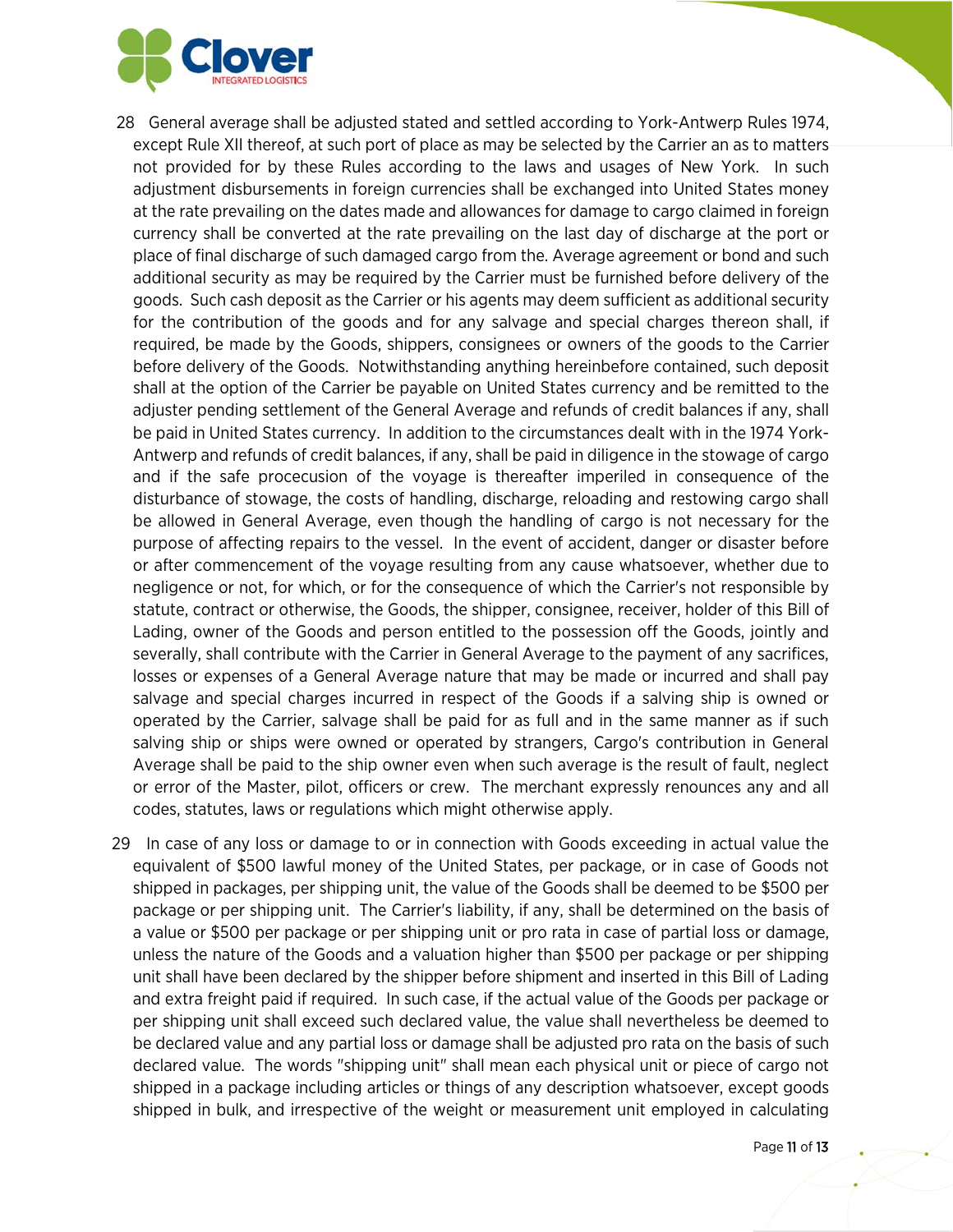28 General average shall be adjusted stated and settled according to York-Antwerp Rules 1974, except Rule XII thereof, at such port of place as may be selected by the Carrier an as to matters not provided for by these Rules according to the laws and usages of New York. In such adjustment disbursements in foreign currencies shall be exchanged into United States money at the rate prevailing on the dates made and allowances for damage to cargo claimed in foreign currency shall be converted at the rate prevailing on the last day of discharge at the port or place of final discharge of such damaged cargo from the. Average agreement or bond and such additional security as may be required by the Carrier must be furnished before delivery of the goods. Such cash deposit as the Carrier or his agents may deem sufficient as additional security for the contribution of the goods and for any salvage and special charges thereon shall, if required, be made by the Goods, shippers, consignees or owners of the goods to the Carrier before delivery of the Goods. Notwithstanding anything hereinbefore contained, such deposit shall at the option of the Carrier be payable on United States currency and be remitted to the adjuster pending settlement of the General Average and refunds of credit balances if any, shall be paid in United States currency. In addition to the circumstances dealt with in the 1974 York-Antwerp and refunds of credit balances, if any, shall be paid in diligence in the stowage of cargo and if the safe procecusion of the voyage is thereafter imperiled in consequence of the disturbance of stowage, the costs of handling, discharge, reloading and restowing cargo shall be allowed in General Average, even though the handling of cargo is not necessary for the purpose of affecting repairs to the vessel. In the event of accident, danger or disaster before or after commencement of the voyage resulting from any cause whatsoever, whether due to negligence or not, for which, or for the consequence of which the Carrier's not responsible by statute, contract or otherwise, the Goods, the shipper, consignee, receiver, holder of this Bill of Lading, owner of the Goods and person entitled to the possession off the Goods, jointly and severally, shall contribute with the Carrier in General Average to the payment of any sacrifices, losses or expenses of a General Average nature that may be made or incurred and shall pay salvage and special charges incurred in respect of the Goods if a salving ship is owned or operated by the Carrier, salvage shall be paid for as full and in the same manner as if such salving ship or ships were owned or operated by strangers, Cargo's contribution in General Average shall be paid to the ship owner even when such average is the result of fault, neglect or error of the Master, pilot, officers or crew. The merchant expressly renounces any and all codes, statutes, laws or regulations which might otherwise apply.

29 In case of any loss or damage to or in connection with Goods exceeding in actual value the equivalent of $500 lawful money of the United States, per package, or in case of Goods not shipped in packages, per shipping unit, the value of the Goods shall be deemed to be $500 per package or per shipping unit. The Carrier's liability, if any, shall be determined on the basis of a value or $500 per package or per shipping unit or pro rata in case of partial loss or damage, unless the nature of the Goods and a valuation higher than $500 per package or per shipping unit shall have been declared by the shipper before shipment and inserted in this Bill of Lading and extra freight paid if required. In such case, if the actual value of the Goods per package or per shipping unit shall exceed such declared value, the value shall nevertheless be deemed to be declared value and any partial loss or damage shall be adjusted pro rata on the basis of such declared value. The words "shipping unit" shall mean each physical unit or piece of cargo not shipped in a package including articles or things of any description whatsoever, except goods shipped in bulk, and irrespective of the weight or measurement unit employed in calculating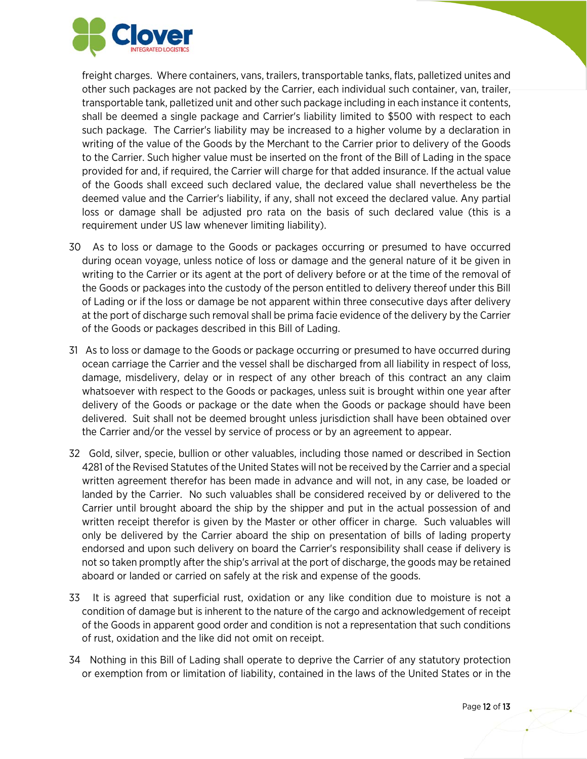freight charges. Where containers, vans, trailers, transportable tanks, flats, palletized unites and other such packages are not packed by the Carrier, each individual such container, van, trailer, transportable tank, palletized unit and other such package including in each instance it contents, shall be deemed a single package and Carrier's liability limited to $500 with respect to each such package. The Carrier's liability may be increased to a higher volume by a declaration in writing of the value of the Goods by the Merchant to the Carrier prior to delivery of the Goods to the Carrier. Such higher value must be inserted on the front of the Bill of Lading in the space provided for and, if required, the Carrier will charge for that added insurance. If the actual value of the Goods shall exceed such declared value, the declared value shall nevertheless be the deemed value and the Carrier's liability, if any, shall not exceed the declared value. Any partial loss or damage shall be adjusted pro rata on the basis of such declared value (this is a requirement under US law whenever limiting liability).

30 As to loss or damage to the Goods or packages occurring or presumed to have occurred during ocean voyage, unless notice of loss or damage and the general nature of it be given in writing to the Carrier or its agent at the port of delivery before or at the time of the removal of the Goods or packages into the custody of the person entitled to delivery thereof under this Bill of Lading or if the loss or damage be not apparent within three consecutive days after delivery at the port of discharge such removal shall be prima facie evidence of the delivery by the Carrier of the Goods or packages described in this Bill of Lading.

31 As to loss or damage to the Goods or package occurring or presumed to have occurred during ocean carriage the Carrier and the vessel shall be discharged from all liability in respect of loss, damage, misdelivery, delay or in respect of any other breach of this contract an any claim whatsoever with respect to the Goods or packages, unless suit is brought within one year after delivery of the Goods or package or the date when the Goods or package should have been delivered. Suit shall not be deemed brought unless jurisdiction shall have been obtained over the Carrier and/or the vessel by service of process or by an agreement to appear.

32 Gold, silver, specie, bullion or other valuables, including those named or described in Section 4281 of the Revised Statutes of the United States will not be received by the Carrier and a special written agreement therefor has been made in advance and will not, in any case, be loaded or landed by the Carrier. No such valuables shall be considered received by or delivered to the Carrier until brought aboard the ship by the shipper and put in the actual possession of and written receipt therefor is given by the Master or other officer in charge. Such valuables will only be delivered by the Carrier aboard the ship on presentation of bills of lading property endorsed and upon such delivery on board the Carrier's responsibility shall cease if delivery is not so taken promptly after the ship's arrival at the port of discharge, the goods may be retained aboard or landed or carried on safely at the risk and expense of the goods.

33 It is agreed that superficial rust, oxidation or any like condition due to moisture is not a condition of damage but is inherent to the nature of the cargo and acknowledgement of receipt of the Goods in apparent good order and condition is not a representation that such conditions of rust, oxidation and the like did not omit on receipt.

34 Nothing in this Bill of Lading shall operate to deprive the Carrier of any statutory protection or exemption from or limitation of liability, contained in the laws of the United States or in the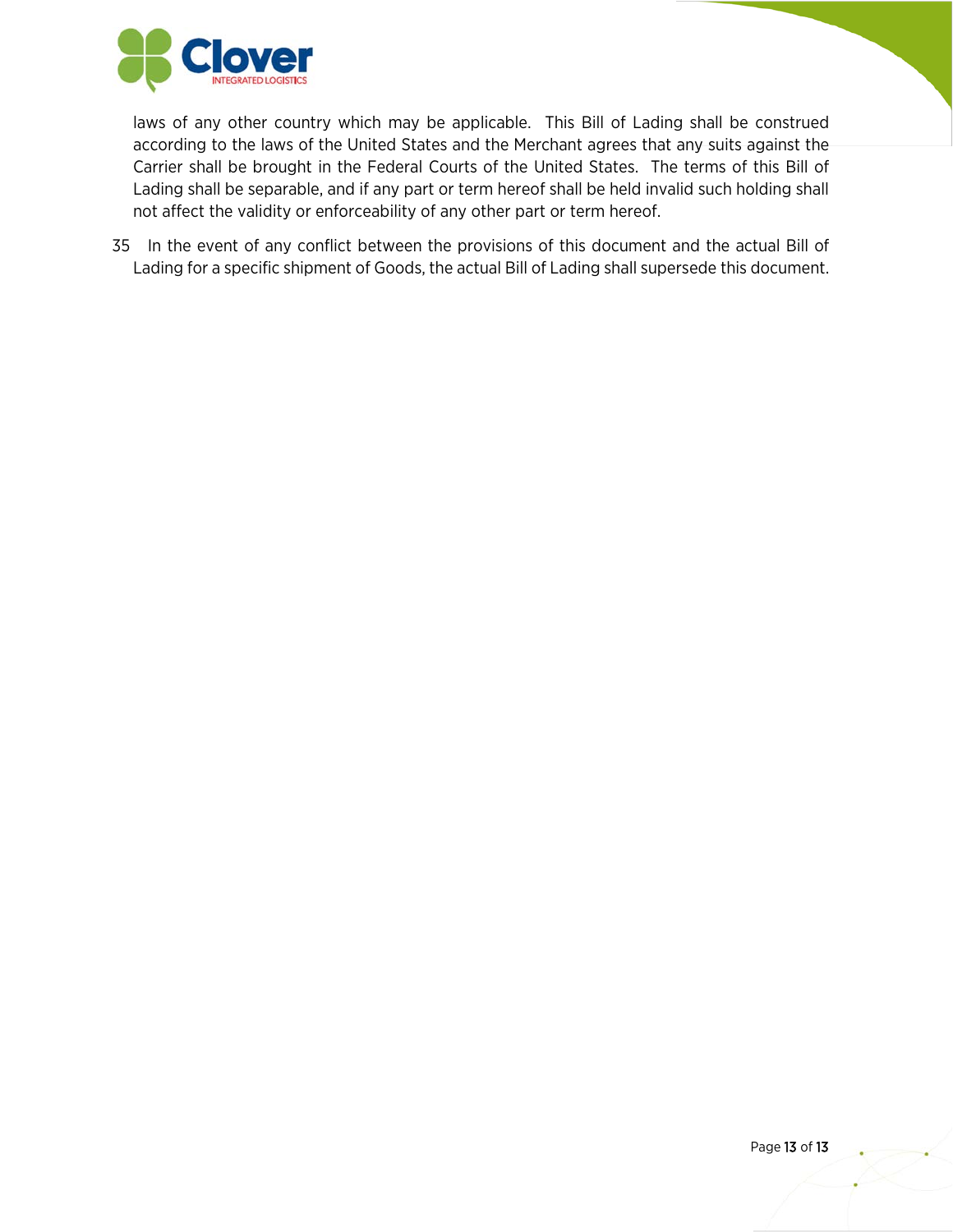laws of any other country which may be applicable. This Bill of Lading shall be construed according to the laws of the United States and the Merchant agrees that any suits against the Carrier shall be brought in the Federal Courts of the United States. The terms of this Bill of Lading shall be separable, and if any part or term hereof shall be held invalid such holding shall not affect the validity or enforceability of any other part or term hereof.

35 In the event of any conflict between the provisions of this document and the actual Bill of Lading for a specific shipment of Goods, the actual Bill of Lading shall supersede this document.